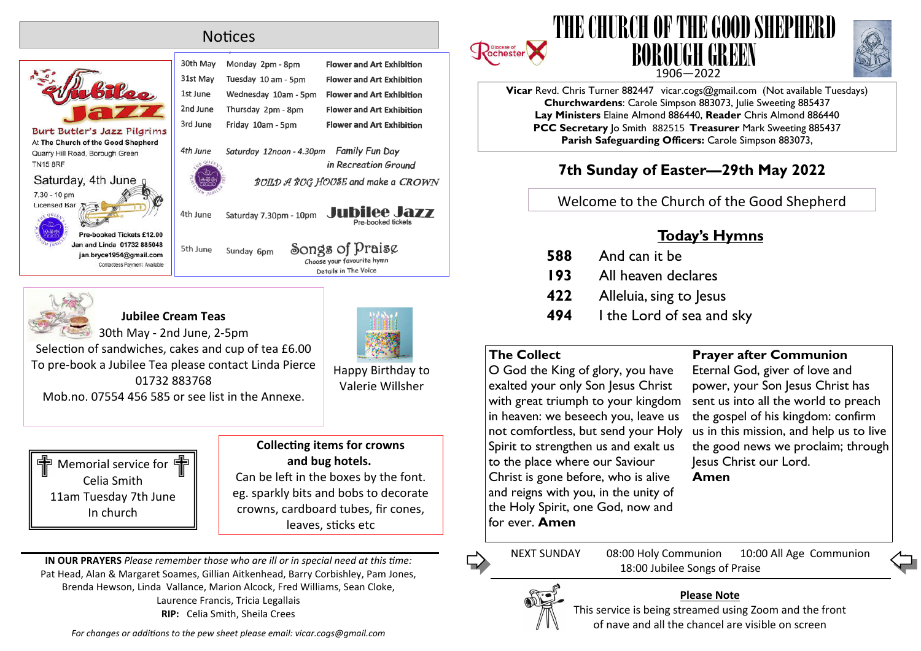## Notices

**Jubilee Jazz**

Burt Butler's Jazz Pilgrims

At The Church of the Good Shepherd
Quarry Hill Road, Borough Green
TN15 8RF

Saturday, 4th June
7.30 - 10 pm
Licensed Bar

Pre-booked Tickets £12.00
Jan and Linda 01732 885048
jan.bryce1954@gmail.com
Contactless Payment Available

| | | |
|---|---|---|
| 30th May | Monday 2pm - 8pm | Flower and Art Exhibition |
| 31st May | Tuesday 10 am - 5pm | Flower and Art Exhibition |
| 1st June | Wednesday 10am - 5pm | Flower and Art Exhibition |
| 2nd June | Thursday 2pm - 8pm | Flower and Art Exhibition |
| 3rd June | Friday 10am - 5pm | Flower and Art Exhibition |
| 4th June | Saturday 12noon - 4.30pm | Family Fun Day in Recreation Ground. BUILD A BUG HOUSE and make a CROWN |
| 4th June | Saturday 7.30pm - 10pm | Jubilee Jazz. Pre-booked tickets |
| 5th June | Sunday 6pm | Songs of Praise. Choose your favourite hymn. Details in The Voice |

**Jubilee Cream Teas**
30th May - 2nd June, 2-5pm
Selection of sandwiches, cakes and cup of tea £6.00
To pre-book a Jubilee Tea please contact Linda Pierce
01732 883768
Mob.no. 07554 456 585 or see list in the Annexe.

Happy Birthday to Valerie Willsher

Memorial service for Celia Smith
11am Tuesday 7th June
In church

**Collecting items for crowns and bug hotels.**
Can be left in the boxes by the font.
eg. sparkly bits and bobs to decorate crowns, cardboard tubes, fir cones, leaves, sticks etc

**IN OUR PRAYERS** *Please remember those who are ill or in special need at this time:*
Pat Head, Alan & Margaret Soames, Gillian Aitkenhead, Barry Corbishley, Pam Jones, Brenda Hewson, Linda Vallance, Marion Alcock, Fred Williams, Sean Cloke, Laurence Francis, Tricia Legallais
**RIP:** Celia Smith, Sheila Crees

*For changes or additions to the pew sheet please email: vicar.cogs@gmail.com*

# THE CHURCH OF THE GOOD SHEPHERD BOROUGH GREEN

1906—2022

Diocese of Rochester

**Vicar** Revd. Chris Turner 882447 vicar.cogs@gmail.com (Not available Tuesdays)
**Churchwardens**: Carole Simpson 883073, Julie Sweeting 885437
**Lay Ministers** Elaine Almond 886440, **Reader** Chris Almond 886440
**PCC Secretary** Jo Smith 882515 **Treasurer** Mark Sweeting 885437
**Parish Safeguarding Officers:** Carole Simpson 883073,

## 7th Sunday of Easter—29th May 2022

Welcome to the Church of the Good Shepherd

## Today's Hymns

**588** And can it be
**193** All heaven declares
**422** Alleluia, sing to Jesus
**494** I the Lord of sea and sky

**The Collect**
O God the King of glory, you have exalted your only Son Jesus Christ with great triumph to your kingdom in heaven: we beseech you, leave us not comfortless, but send your Holy Spirit to strengthen us and exalt us to the place where our Saviour Christ is gone before, who is alive and reigns with you, in the unity of the Holy Spirit, one God, now and for ever. **Amen**

**Prayer after Communion**
Eternal God, giver of love and power, your Son Jesus Christ has sent us into all the world to preach the gospel of his kingdom: confirm us in this mission, and help us to live the good news we proclaim; through Jesus Christ our Lord.
**Amen**

NEXT SUNDAY 08:00 Holy Communion 10:00 All Age Communion
18:00 Jubilee Songs of Praise

**Please Note**
This service is being streamed using Zoom and the front of nave and all the chancel are visible on screen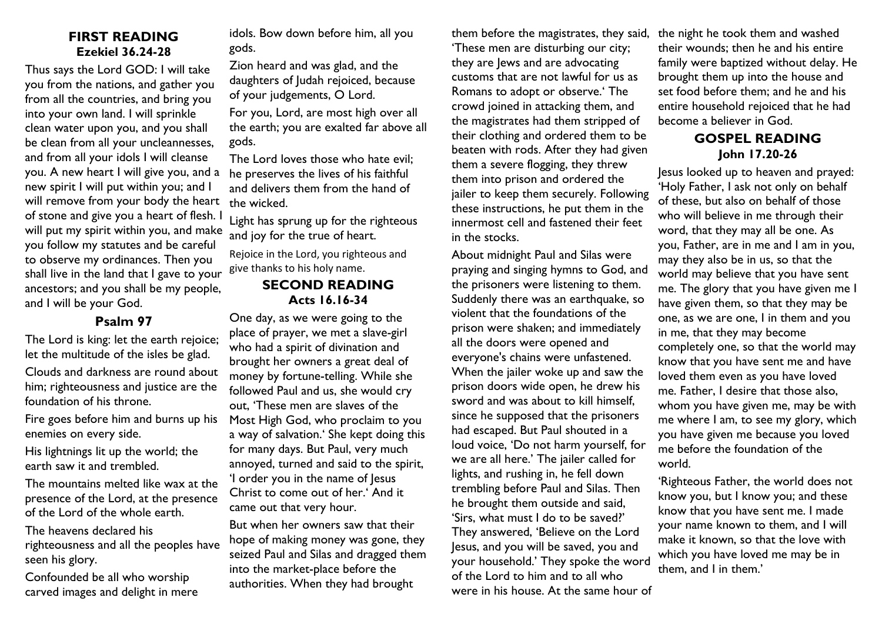## FIRST READING
### Ezekiel 36.24-28

Thus says the Lord GOD: I will take you from the nations, and gather you from all the countries, and bring you into your own land. I will sprinkle clean water upon you, and you shall be clean from all your uncleannesses, and from all your idols I will cleanse you. A new heart I will give you, and a new spirit I will put within you; and I will remove from your body the heart of stone and give you a heart of flesh. I will put my spirit within you, and make you follow my statutes and be careful to observe my ordinances. Then you shall live in the land that I gave to your ancestors; and you shall be my people, and I will be your God.

### Psalm 97

The Lord is king: let the earth rejoice; let the multitude of the isles be glad.

Clouds and darkness are round about him; righteousness and justice are the foundation of his throne.

Fire goes before him and burns up his enemies on every side.

His lightnings lit up the world; the earth saw it and trembled.

The mountains melted like wax at the presence of the Lord, at the presence of the Lord of the whole earth.

The heavens declared his righteousness and all the peoples have seen his glory.

Confounded be all who worship carved images and delight in mere idols. Bow down before him, all you gods.

Zion heard and was glad, and the daughters of Judah rejoiced, because of your judgements, O Lord.

For you, Lord, are most high over all the earth; you are exalted far above all gods.

The Lord loves those who hate evil; he preserves the lives of his faithful and delivers them from the hand of the wicked.

Light has sprung up for the righteous and joy for the true of heart.

Rejoice in the Lord, you righteous and give thanks to his holy name.

## SECOND READING
### Acts 16.16-34

One day, as we were going to the place of prayer, we met a slave-girl who had a spirit of divination and brought her owners a great deal of money by fortune-telling. While she followed Paul and us, she would cry out, 'These men are slaves of the Most High God, who proclaim to you a way of salvation.' She kept doing this for many days. But Paul, very much annoyed, turned and said to the spirit, 'I order you in the name of Jesus Christ to come out of her.' And it came out that very hour.

But when her owners saw that their hope of making money was gone, they seized Paul and Silas and dragged them into the market-place before the authorities. When they had brought them before the magistrates, they said, 'These men are disturbing our city; they are Jews and are advocating customs that are not lawful for us as Romans to adopt or observe.' The crowd joined in attacking them, and the magistrates had them stripped of their clothing and ordered them to be beaten with rods. After they had given them a severe flogging, they threw them into prison and ordered the jailer to keep them securely. Following these instructions, he put them in the innermost cell and fastened their feet in the stocks.

About midnight Paul and Silas were praying and singing hymns to God, and the prisoners were listening to them. Suddenly there was an earthquake, so violent that the foundations of the prison were shaken; and immediately all the doors were opened and everyone's chains were unfastened. When the jailer woke up and saw the prison doors wide open, he drew his sword and was about to kill himself, since he supposed that the prisoners had escaped. But Paul shouted in a loud voice, 'Do not harm yourself, for we are all here.' The jailer called for lights, and rushing in, he fell down trembling before Paul and Silas. Then he brought them outside and said, 'Sirs, what must I do to be saved?' They answered, 'Believe on the Lord Jesus, and you will be saved, you and your household.' They spoke the word of the Lord to him and to all who were in his house. At the same hour of the night he took them and washed their wounds; then he and his entire family were baptized without delay. He brought them up into the house and set food before them; and he and his entire household rejoiced that he had become a believer in God.

## GOSPEL READING
### John 17.20-26

Jesus looked up to heaven and prayed: 'Holy Father, I ask not only on behalf of these, but also on behalf of those who will believe in me through their word, that they may all be one. As you, Father, are in me and I am in you, may they also be in us, so that the world may believe that you have sent me. The glory that you have given me I have given them, so that they may be one, as we are one, I in them and you in me, that they may become completely one, so that the world may know that you have sent me and have loved them even as you have loved me. Father, I desire that those also, whom you have given me, may be with me where I am, to see my glory, which you have given me because you loved me before the foundation of the world.

'Righteous Father, the world does not know you, but I know you; and these know that you have sent me. I made your name known to them, and I will make it known, so that the love with which you have loved me may be in them, and I in them.'